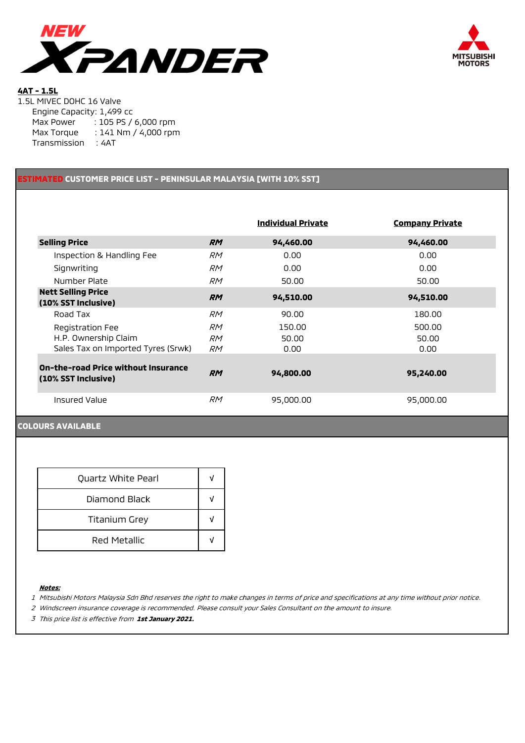# NEW XPANDER

MITSUBISHI MOTORS

**4AT - 1.5L**

1.5L MIVEC DOHC 16 Valve

Engine Capacity: 1,499 cc
Max Power : 105 PS / 6,000 rpm
Max Torque : 141 Nm / 4,000 rpm
Transmission : 4AT

## ESTIMATED CUSTOMER PRICE LIST - PENINSULAR MALAYSIA [WITH 10% SST]

| | | Individual Private | Company Private |
|---|---|---|---|
| **Selling Price** | **RM** | **94,460.00** | **94,460.00** |
| Inspection & Handling Fee | RM | 0.00 | 0.00 |
| Signwriting | RM | 0.00 | 0.00 |
| Number Plate | RM | 50.00 | 50.00 |
| **Nett Selling Price (10% SST Inclusive)** | **RM** | **94,510.00** | **94,510.00** |
| Road Tax | RM | 90.00 | 180.00 |
| Registration Fee | RM | 150.00 | 500.00 |
| H.P. Ownership Claim | RM | 50.00 | 50.00 |
| Sales Tax on Imported Tyres (Srwk) | RM | 0.00 | 0.00 |
| **On-the-road Price without Insurance (10% SST Inclusive)** | **RM** | **94,800.00** | **95,240.00** |
| Insured Value | RM | 95,000.00 | 95,000.00 |

## COLOURS AVAILABLE

| Colour | |
|---|---|
| Quartz White Pearl | √ |
| Diamond Black | √ |
| Titanium Grey | √ |
| Red Metallic | √ |

***Notes:***

1. *Mitsubishi Motors Malaysia Sdn Bhd reserves the right to make changes in terms of price and specifications at any time without prior notice.*
2. *Windscreen insurance coverage is recommended. Please consult your Sales Consultant on the amount to insure.*
3. *This price list is effective from* ***1st January 2021.***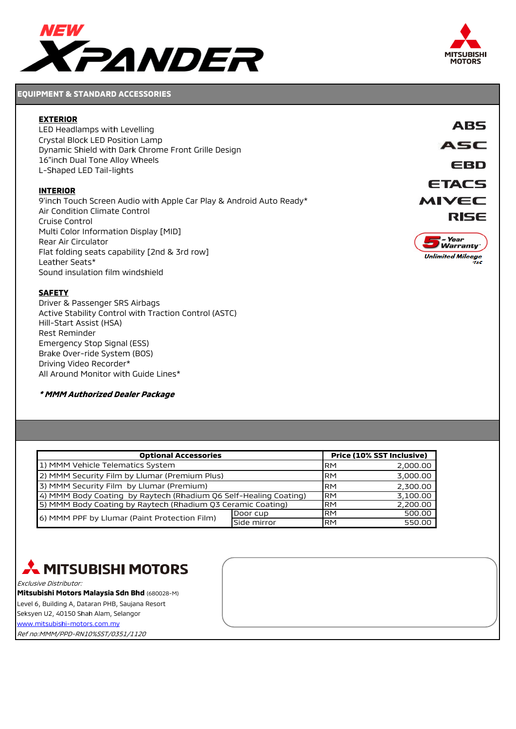NEW XPANDER

MITSUBISHI MOTORS

## EQUIPMENT & STANDARD ACCESSORIES

**EXTERIOR**
LED Headlamps with Levelling
Crystal Block LED Position Lamp
Dynamic Shield with Dark Chrome Front Grille Design
16"inch Dual Tone Alloy Wheels
L-Shaped LED Tail-lights

**INTERIOR**
9'inch Touch Screen Audio with Apple Car Play & Android Auto Ready*
Air Condition Climate Control
Cruise Control
Multi Color Information Display [MID]
Rear Air Circulator
Flat folding seats capability [2nd & 3rd row]
Leather Seats*
Sound insulation film windshield

**SAFETY**
Driver & Passenger SRS Airbags
Active Stability Control with Traction Control (ASTC)
Hill-Start Assist (HSA)
Rest Reminder
Emergency Stop Signal (ESS)
Brake Over-ride System (BOS)
Driving Video Recorder*
All Around Monitor with Guide Lines*

***\* MMM Authorized Dealer Package***

ABS
ASC
EBD
ETACS
MIVEC
RISE

5-Year Warranty
Unlimited Mileage
*T&C

| Optional Accessories | | Price (10% SST Inclusive) | |
|---|---|---|---|
| 1) MMM Vehicle Telematics System | | RM | 2,000.00 |
| 2) MMM Security Film by Llumar (Premium Plus) | | RM | 3,000.00 |
| 3) MMM Security Film by Llumar (Premium) | | RM | 2,300.00 |
| 4) MMM Body Coating by Raytech (Rhadium Q6 Self-Healing Coating) | | RM | 3,100.00 |
| 5) MMM Body Coating by Raytech (Rhadium Q3 Ceramic Coating) | | RM | 2,200.00 |
| 6) MMM PPF by Llumar (Paint Protection Film) | Door cup | RM | 500.00 |
| | Side mirror | RM | 550.00 |

MITSUBISHI MOTORS

*Exclusive Distributor:*
**Mitsubishi Motors Malaysia Sdn Bhd** (680028-M)
Level 6, Building A, Dataran PHB, Saujana Resort
Seksyen U2, 40150 Shah Alam, Selangor
www.mitsubishi-motors.com.my
*Ref no:MMM/PPD-RN10%SST/0351/1120*